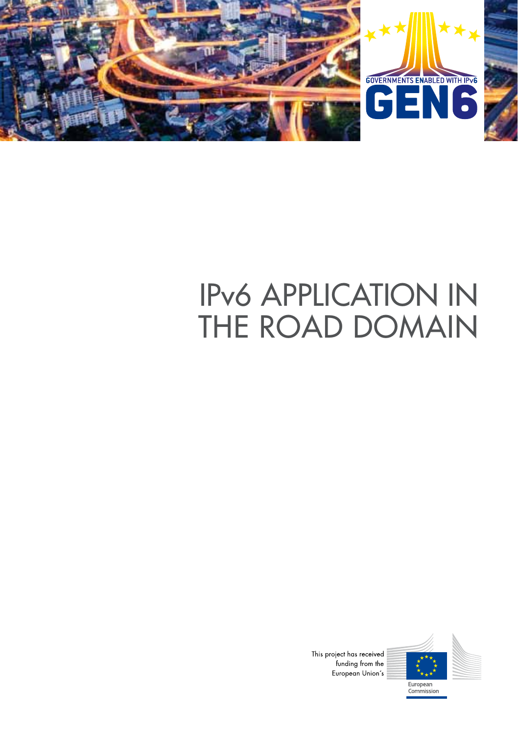GOVERNMENTS ENABLED WITH IPv6

GEN6

# IPv6 APPLICATION IN THE ROAD DOMAIN

This project has received funding from the European Union's

European Commission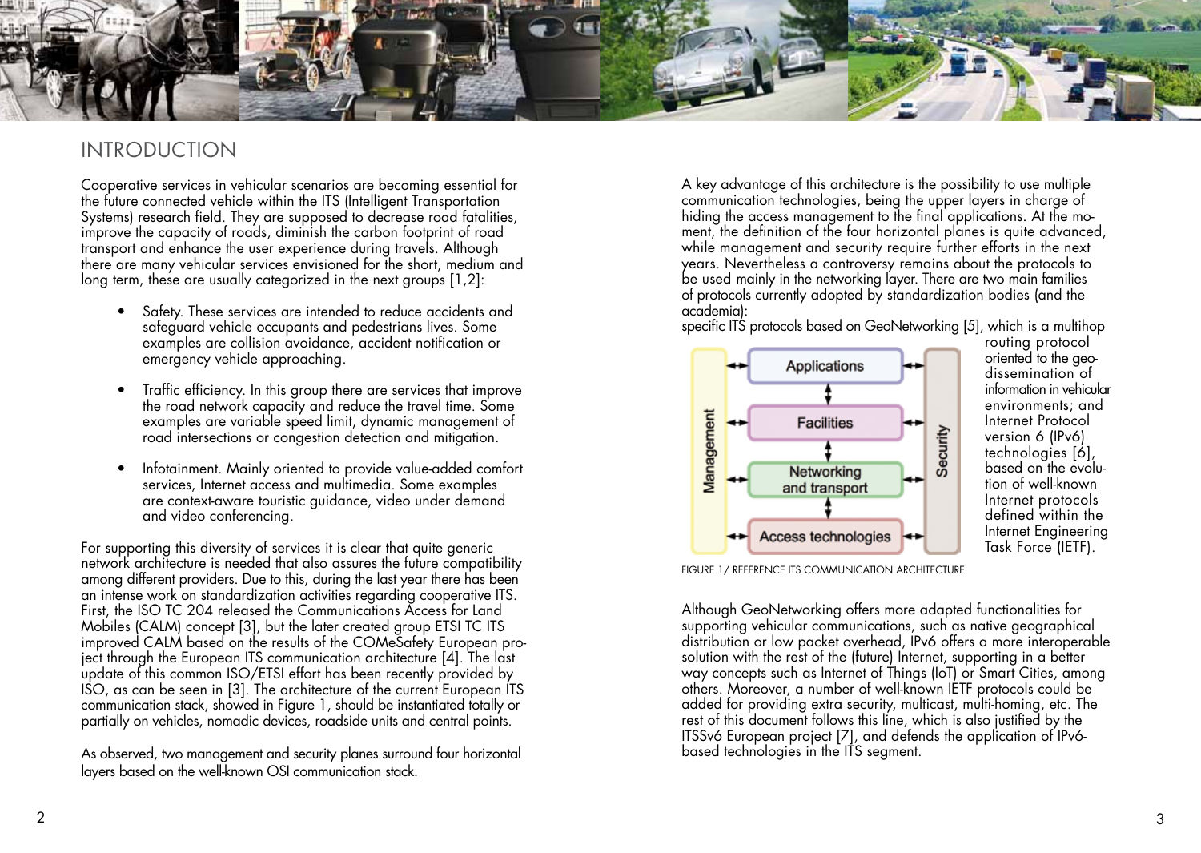# INTRODUCTION

Cooperative services in vehicular scenarios are becoming essential for the future connected vehicle within the ITS (Intelligent Transportation Systems) research field. They are supposed to decrease road fatalities, improve the capacity of roads, diminish the carbon footprint of road transport and enhance the user experience during travels. Although there are many vehicular services envisioned for the short, medium and long term, these are usually categorized in the next groups [1,2]:

- Safety. These services are intended to reduce accidents and safeguard vehicle occupants and pedestrians lives. Some examples are collision avoidance, accident notification or emergency vehicle approaching.
- Traffic efficiency. In this group there are services that improve the road network capacity and reduce the travel time. Some examples are variable speed limit, dynamic management of road intersections or congestion detection and mitigation.
- Infotainment. Mainly oriented to provide value-added comfort services, Internet access and multimedia. Some examples are context-aware touristic guidance, video under demand and video conferencing.

For supporting this diversity of services it is clear that quite generic network architecture is needed that also assures the future compatibility among different providers. Due to this, during the last year there has been an intense work on standardization activities regarding cooperative ITS. First, the ISO TC 204 released the Communications Access for Land Mobiles (CALM) concept [3], but the later created group ETSI TC ITS improved CALM based on the results of the COMeSafety European project through the European ITS communication architecture [4]. The last update of this common ISO/ETSI effort has been recently provided by ISO, as can be seen in [3]. The architecture of the current European ITS communication stack, showed in Figure 1, should be instantiated totally or partially on vehicles, nomadic devices, roadside units and central points.

As observed, two management and security planes surround four horizontal layers based on the well-known OSI communication stack.

A key advantage of this architecture is the possibility to use multiple communication technologies, being the upper layers in charge of hiding the access management to the final applications. At the moment, the definition of the four horizontal planes is quite advanced, while management and security require further efforts in the next years. Nevertheless a controversy remains about the protocols to be used mainly in the networking layer. There are two main families of protocols currently adopted by standardization bodies (and the academia):
specific ITS protocols based on GeoNetworking [5], which is a multihop routing protocol oriented to the geo-dissemination of information in vehicular environments; and Internet Protocol version 6 (IPv6) technologies [6], based on the evolution of well-known Internet protocols defined within the Internet Engineering Task Force (IETF).

FIGURE 1/ REFERENCE ITS COMMUNICATION ARCHITECTURE

Although GeoNetworking offers more adapted functionalities for supporting vehicular communications, such as native geographical distribution or low packet overhead, IPv6 offers a more interoperable solution with the rest of the (future) Internet, supporting in a better way concepts such as Internet of Things (IoT) or Smart Cities, among others. Moreover, a number of well-known IETF protocols could be added for providing extra security, multicast, multi-homing, etc. The rest of this document follows this line, which is also justified by the ITSSv6 European project [7], and defends the application of IPv6-based technologies in the ITS segment.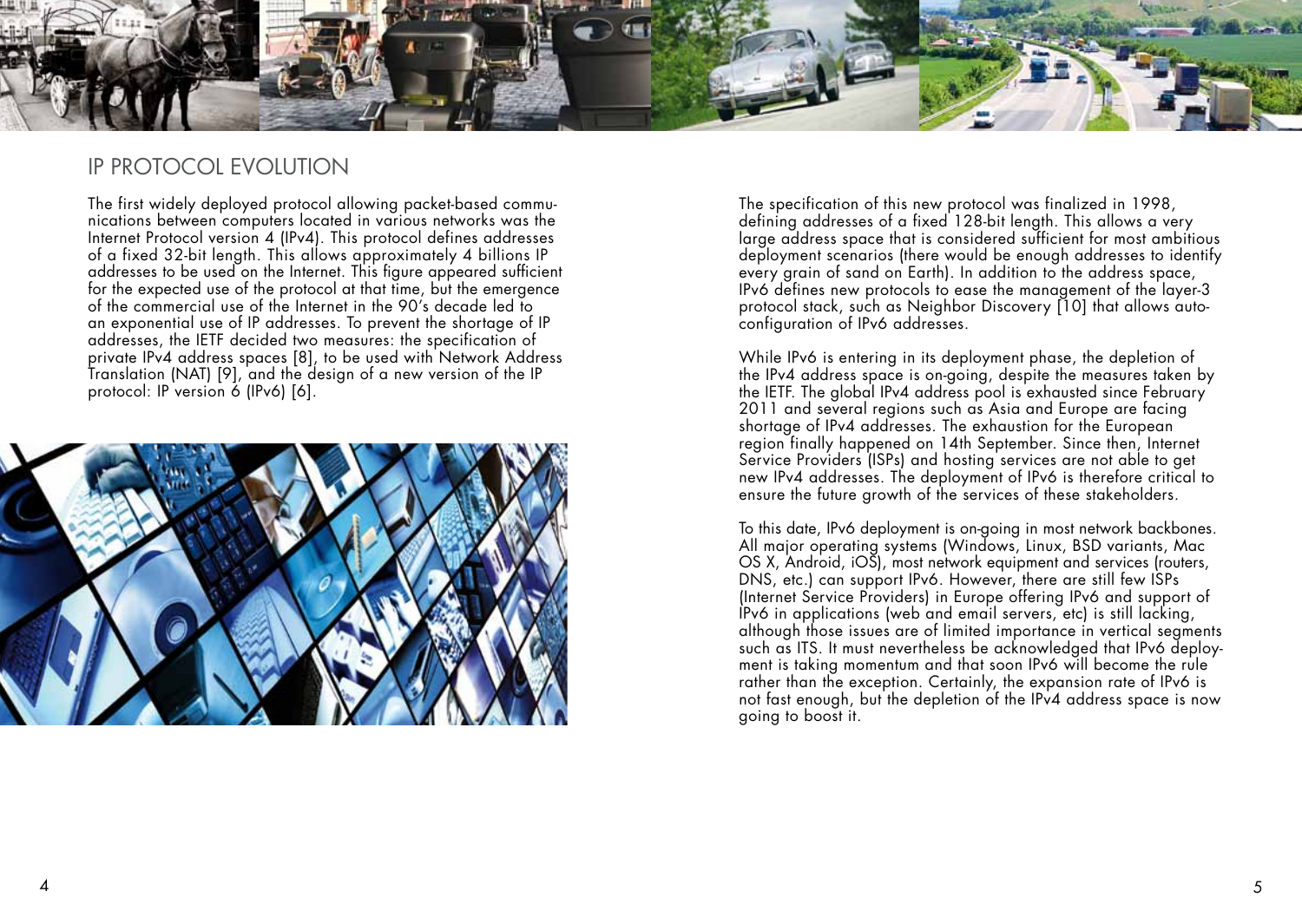# IP PROTOCOL EVOLUTION

The first widely deployed protocol allowing packet-based communications between computers located in various networks was the Internet Protocol version 4 (IPv4). This protocol defines addresses of a fixed 32-bit length. This allows approximately 4 billions IP addresses to be used on the Internet. This figure appeared sufficient for the expected use of the protocol at that time, but the emergence of the commercial use of the Internet in the 90's decade led to an exponential use of IP addresses. To prevent the shortage of IP addresses, the IETF decided two measures: the specification of private IPv4 address spaces [8], to be used with Network Address Translation (NAT) [9], and the design of a new version of the IP protocol: IP version 6 (IPv6) [6].

The specification of this new protocol was finalized in 1998, defining addresses of a fixed 128-bit length. This allows a very large address space that is considered sufficient for most ambitious deployment scenarios (there would be enough addresses to identify every grain of sand on Earth). In addition to the address space, IPv6 defines new protocols to ease the management of the layer-3 protocol stack, such as Neighbor Discovery [10] that allows auto-configuration of IPv6 addresses.

While IPv6 is entering in its deployment phase, the depletion of the IPv4 address space is on-going, despite the measures taken by the IETF. The global IPv4 address pool is exhausted since February 2011 and several regions such as Asia and Europe are facing shortage of IPv4 addresses. The exhaustion for the European region finally happened on 14th September. Since then, Internet Service Providers (ISPs) and hosting services are not able to get new IPv4 addresses. The deployment of IPv6 is therefore critical to ensure the future growth of the services of these stakeholders.

To this date, IPv6 deployment is on-going in most network backbones. All major operating systems (Windows, Linux, BSD variants, Mac OS X, Android, iOS), most network equipment and services (routers, DNS, etc.) can support IPv6. However, there are still few ISPs (Internet Service Providers) in Europe offering IPv6 and support of IPv6 in applications (web and email servers, etc) is still lacking, although those issues are of limited importance in vertical segments such as ITS. It must nevertheless be acknowledged that IPv6 deployment is taking momentum and that soon IPv6 will become the rule rather than the exception. Certainly, the expansion rate of IPv6 is not fast enough, but the depletion of the IPv4 address space is now going to boost it.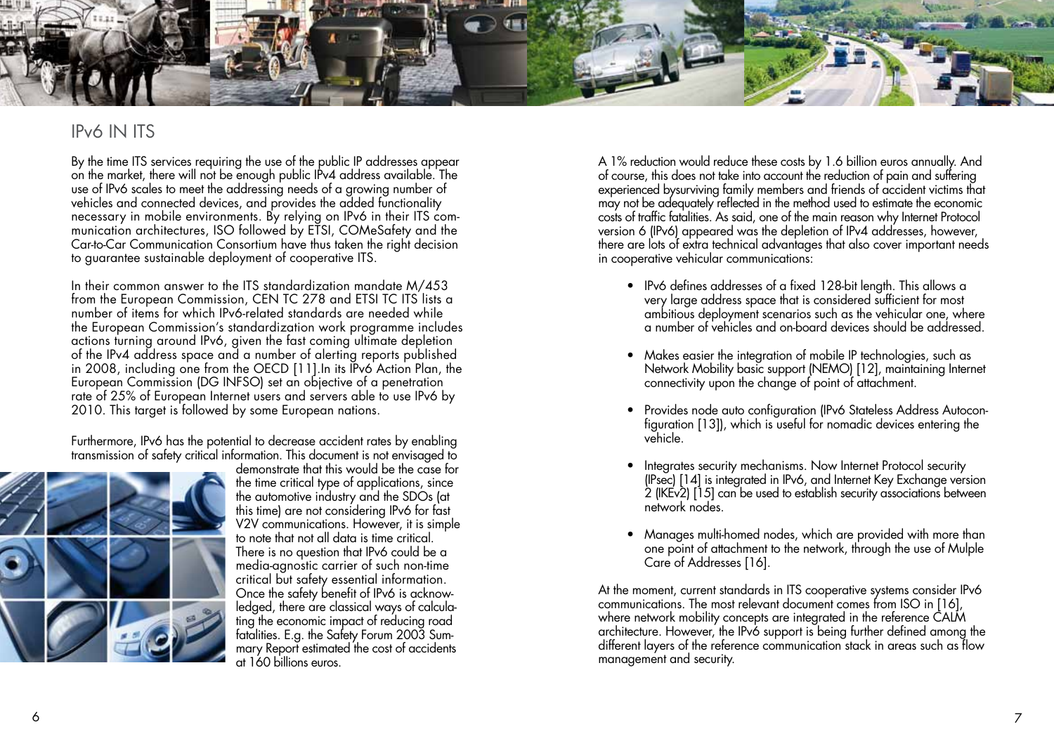# IPv6 IN ITS

By the time ITS services requiring the use of the public IP addresses appear on the market, there will not be enough public IPv4 address available. The use of IPv6 scales to meet the addressing needs of a growing number of vehicles and connected devices, and provides the added functionality necessary in mobile environments. By relying on IPv6 in their ITS communication architectures, ISO followed by ETSI, COMeSafety and the Car-to-Car Communication Consortium have thus taken the right decision to guarantee sustainable deployment of cooperative ITS.

In their common answer to the ITS standardization mandate M/453 from the European Commission, CEN TC 278 and ETSI TC ITS lists a number of items for which IPv6-related standards are needed while the European Commission's standardization work programme includes actions turning around IPv6, given the fast coming ultimate depletion of the IPv4 address space and a number of alerting reports published in 2008, including one from the OECD [11].In its IPv6 Action Plan, the European Commission (DG INFSO) set an objective of a penetration rate of 25% of European Internet users and servers able to use IPv6 by 2010. This target is followed by some European nations.

Furthermore, IPv6 has the potential to decrease accident rates by enabling transmission of safety critical information. This document is not envisaged to demonstrate that this would be the case for the time critical type of applications, since the automotive industry and the SDOs (at this time) are not considering IPv6 for fast V2V communications. However, it is simple to note that not all data is time critical. There is no question that IPv6 could be a media-agnostic carrier of such non-time critical but safety essential information. Once the safety benefit of IPv6 is acknowledged, there are classical ways of calculating the economic impact of reducing road fatalities. E.g. the Safety Forum 2003 Summary Report estimated the cost of accidents at 160 billions euros.

A 1% reduction would reduce these costs by 1.6 billion euros annually. And of course, this does not take into account the reduction of pain and suffering experienced bysurviving family members and friends of accident victims that may not be adequately reflected in the method used to estimate the economic costs of traffic fatalities. As said, one of the main reason why Internet Protocol version 6 (IPv6) appeared was the depletion of IPv4 addresses, however, there are lots of extra technical advantages that also cover important needs in cooperative vehicular communications:

- IPv6 defines addresses of a fixed 128-bit length. This allows a very large address space that is considered sufficient for most ambitious deployment scenarios such as the vehicular one, where a number of vehicles and on-board devices should be addressed.
- Makes easier the integration of mobile IP technologies, such as Network Mobility basic support (NEMO) [12], maintaining Internet connectivity upon the change of point of attachment.
- Provides node auto configuration (IPv6 Stateless Address Autoconfiguration [13]), which is useful for nomadic devices entering the vehicle.
- Integrates security mechanisms. Now Internet Protocol security (IPsec) [14] is integrated in IPv6, and Internet Key Exchange version 2 (IKEv2) [15] can be used to establish security associations between network nodes.
- Manages multi-homed nodes, which are provided with more than one point of attachment to the network, through the use of Mulple Care of Addresses [16].

At the moment, current standards in ITS cooperative systems consider IPv6 communications. The most relevant document comes from ISO in [16], where network mobility concepts are integrated in the reference CALM architecture. However, the IPv6 support is being further defined among the different layers of the reference communication stack in areas such as flow management and security.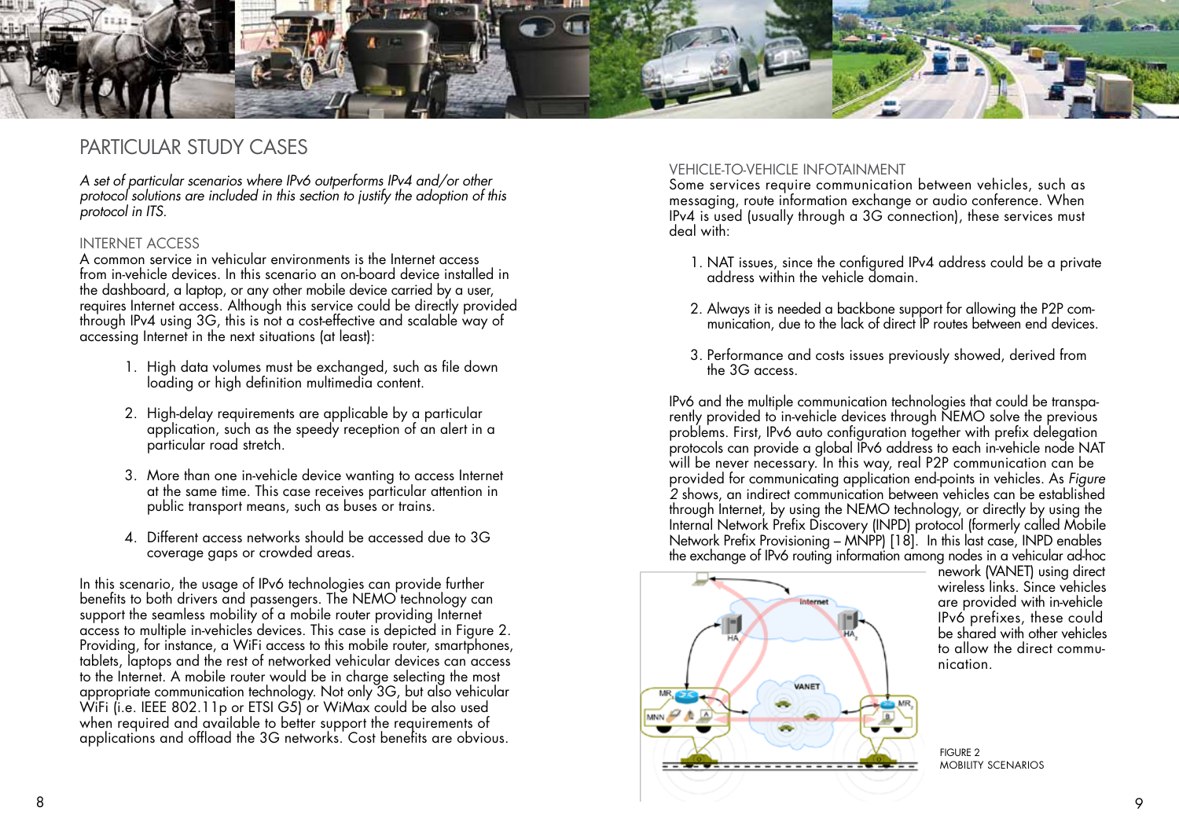## PARTICULAR STUDY CASES

*A set of particular scenarios where IPv6 outperforms IPv4 and/or other protocol solutions are included in this section to justify the adoption of this protocol in ITS.*

### INTERNET ACCESS

A common service in vehicular environments is the Internet access from in-vehicle devices. In this scenario an on-board device installed in the dashboard, a laptop, or any other mobile device carried by a user, requires Internet access. Although this service could be directly provided through IPv4 using 3G, this is not a cost-effective and scalable way of accessing Internet in the next situations (at least):

1. High data volumes must be exchanged, such as file down loading or high definition multimedia content.
2. High-delay requirements are applicable by a particular application, such as the speedy reception of an alert in a particular road stretch.
3. More than one in-vehicle device wanting to access Internet at the same time. This case receives particular attention in public transport means, such as buses or trains.
4. Different access networks should be accessed due to 3G coverage gaps or crowded areas.

In this scenario, the usage of IPv6 technologies can provide further benefits to both drivers and passengers. The NEMO technology can support the seamless mobility of a mobile router providing Internet access to multiple in-vehicles devices. This case is depicted in Figure 2. Providing, for instance, a WiFi access to this mobile router, smartphones, tablets, laptops and the rest of networked vehicular devices can access to the Internet. A mobile router would be in charge selecting the most appropriate communication technology. Not only 3G, but also vehicular WiFi (i.e. IEEE 802.11p or ETSI G5) or WiMax could be also used when required and available to better support the requirements of applications and offload the 3G networks. Cost benefits are obvious.

### VEHICLE-TO-VEHICLE INFOTAINMENT

Some services require communication between vehicles, such as messaging, route information exchange or audio conference. When IPv4 is used (usually through a 3G connection), these services must deal with:

1. NAT issues, since the configured IPv4 address could be a private address within the vehicle domain.
2. Always it is needed a backbone support for allowing the P2P communication, due to the lack of direct IP routes between end devices.
3. Performance and costs issues previously showed, derived from the 3G access.

IPv6 and the multiple communication technologies that could be transparently provided to in-vehicle devices through NEMO solve the previous problems. First, IPv6 auto configuration together with prefix delegation protocols can provide a global IPv6 address to each in-vehicle node NAT will be never necessary. In this way, real P2P communication can be provided for communicating application end-points in vehicles. As *Figure 2* shows, an indirect communication between vehicles can be established through Internet, by using the NEMO technology, or directly by using the Internal Network Prefix Discovery (INPD) protocol (formerly called Mobile Network Prefix Provisioning – MNPP) [18]. In this last case, INPD enables the exchange of IPv6 routing information among nodes in a vehicular ad-hoc nework (VANET) using direct wireless links. Since vehicles are provided with in-vehicle IPv6 prefixes, these could be shared with other vehicles to allow the direct communication.

FIGURE 2
MOBILITY SCENARIOS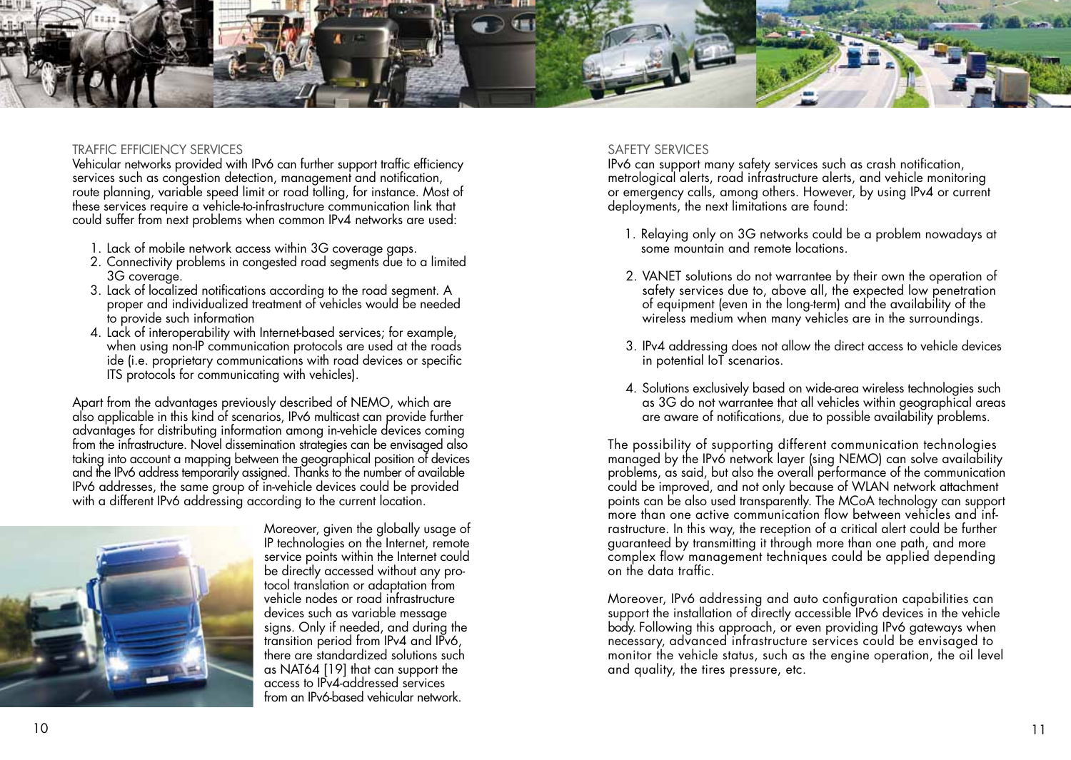## TRAFFIC EFFICIENCY SERVICES

Vehicular networks provided with IPv6 can further support traffic efficiency services such as congestion detection, management and notification, route planning, variable speed limit or road tolling, for instance. Most of these services require a vehicle-to-infrastructure communication link that could suffer from next problems when common IPv4 networks are used:

1. Lack of mobile network access within 3G coverage gaps.
2. Connectivity problems in congested road segments due to a limited 3G coverage.
3. Lack of localized notifications according to the road segment. A proper and individualized treatment of vehicles would be needed to provide such information
4. Lack of interoperability with Internet-based services; for example, when using non-IP communication protocols are used at the roads ide (i.e. proprietary communications with road devices or specific ITS protocols for communicating with vehicles).

Apart from the advantages previously described of NEMO, which are also applicable in this kind of scenarios, IPv6 multicast can provide further advantages for distributing information among in-vehicle devices coming from the infrastructure. Novel dissemination strategies can be envisaged also taking into account a mapping between the geographical position of devices and the IPv6 address temporarily assigned. Thanks to the number of available IPv6 addresses, the same group of in-vehicle devices could be provided with a different IPv6 addressing according to the current location.

Moreover, given the globally usage of IP technologies on the Internet, remote service points within the Internet could be directly accessed without any protocol translation or adaptation from vehicle nodes or road infrastructure devices such as variable message signs. Only if needed, and during the transition period from IPv4 and IPv6, there are standardized solutions such as NAT64 [19] that can support the access to IPv4-addressed services from an IPv6-based vehicular network.

## SAFETY SERVICES

IPv6 can support many safety services such as crash notification, metrological alerts, road infrastructure alerts, and vehicle monitoring or emergency calls, among others. However, by using IPv4 or current deployments, the next limitations are found:

1. Relaying only on 3G networks could be a problem nowadays at some mountain and remote locations.
2. VANET solutions do not warrantee by their own the operation of safety services due to, above all, the expected low penetration of equipment (even in the long-term) and the availability of the wireless medium when many vehicles are in the surroundings.
3. IPv4 addressing does not allow the direct access to vehicle devices in potential IoT scenarios.
4. Solutions exclusively based on wide-area wireless technologies such as 3G do not warrantee that all vehicles within geographical areas are aware of notifications, due to possible availability problems.

The possibility of supporting different communication technologies managed by the IPv6 network layer (sing NEMO) can solve availability problems, as said, but also the overall performance of the communication could be improved, and not only because of WLAN network attachment points can be also used transparently. The MCoA technology can support more than one active communication flow between vehicles and infrastructure. In this way, the reception of a critical alert could be further guaranteed by transmitting it through more than one path, and more complex flow management techniques could be applied depending on the data traffic.

Moreover, IPv6 addressing and auto configuration capabilities can support the installation of directly accessible IPv6 devices in the vehicle body. Following this approach, or even providing IPv6 gateways when necessary, advanced infrastructure services could be envisaged to monitor the vehicle status, such as the engine operation, the oil level and quality, the tires pressure, etc.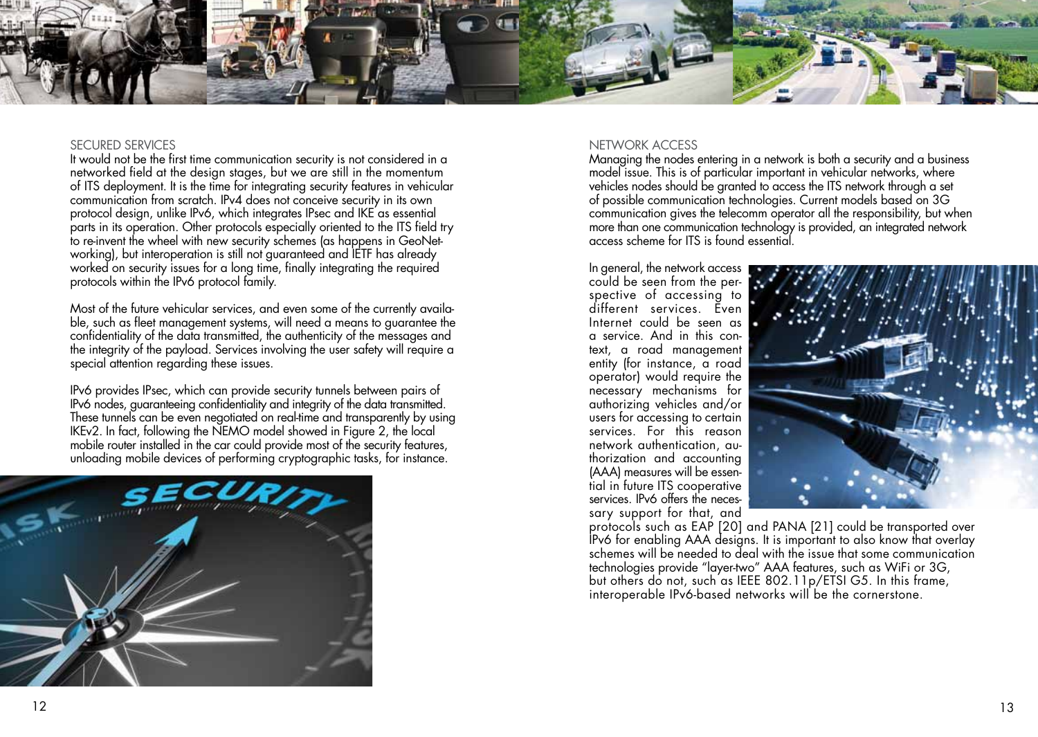## SECURED SERVICES

It would not be the first time communication security is not considered in a networked field at the design stages, but we are still in the momentum of ITS deployment. It is the time for integrating security features in vehicular communication from scratch. IPv4 does not conceive security in its own protocol design, unlike IPv6, which integrates IPsec and IKE as essential parts in its operation. Other protocols especially oriented to the ITS field try to re-invent the wheel with new security schemes (as happens in GeoNetworking), but interoperation is still not guaranteed and IETF has already worked on security issues for a long time, finally integrating the required protocols within the IPv6 protocol family.

Most of the future vehicular services, and even some of the currently available, such as fleet management systems, will need a means to guarantee the confidentiality of the data transmitted, the authenticity of the messages and the integrity of the payload. Services involving the user safety will require a special attention regarding these issues.

IPv6 provides IPsec, which can provide security tunnels between pairs of IPv6 nodes, guaranteeing confidentiality and integrity of the data transmitted. These tunnels can be even negotiated on real-time and transparently by using IKEv2. In fact, following the NEMO model showed in Figure 2, the local mobile router installed in the car could provide most of the security features, unloading mobile devices of performing cryptographic tasks, for instance.

## NETWORK ACCESS

Managing the nodes entering in a network is both a security and a business model issue. This is of particular important in vehicular networks, where vehicles nodes should be granted to access the ITS network through a set of possible communication technologies. Current models based on 3G communication gives the telecomm operator all the responsibility, but when more than one communication technology is provided, an integrated network access scheme for ITS is found essential.

In general, the network access could be seen from the perspective of accessing to different services. Even Internet could be seen as a service. And in this context, a road management entity (for instance, a road operator) would require the necessary mechanisms for authorizing vehicles and/or users for accessing to certain services. For this reason network authentication, authorization and accounting (AAA) measures will be essential in future ITS cooperative services. IPv6 offers the necessary support for that, and protocols such as EAP [20] and PANA [21] could be transported over IPv6 for enabling AAA designs. It is important to also know that overlay schemes will be needed to deal with the issue that some communication technologies provide "layer-two" AAA features, such as WiFi or 3G, but others do not, such as IEEE 802.11p/ETSI G5. In this frame, interoperable IPv6-based networks will be the cornerstone.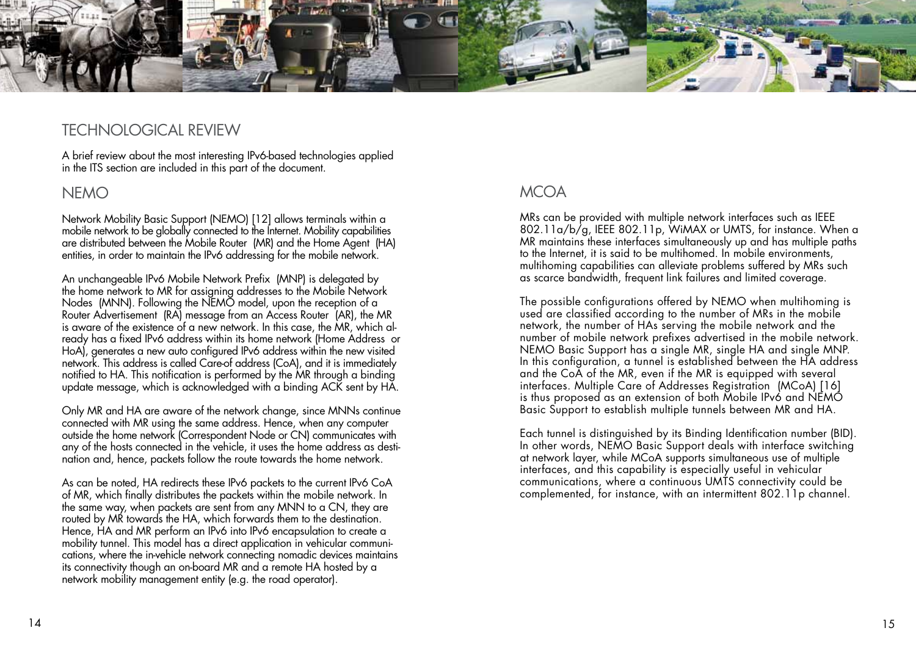# TECHNOLOGICAL REVIEW

A brief review about the most interesting IPv6-based technologies applied in the ITS section are included in this part of the document.

## NEMO

Network Mobility Basic Support (NEMO) [12] allows terminals within a mobile network to be globally connected to the Internet. Mobility capabilities are distributed between the Mobile Router (MR) and the Home Agent (HA) entities, in order to maintain the IPv6 addressing for the mobile network.

An unchangeable IPv6 Mobile Network Prefix (MNP) is delegated by the home network to MR for assigning addresses to the Mobile Network Nodes (MNN). Following the NEMO model, upon the reception of a Router Advertisement (RA) message from an Access Router (AR), the MR is aware of the existence of a new network. In this case, the MR, which already has a fixed IPv6 address within its home network (Home Address or HoA), generates a new auto configured IPv6 address within the new visited network. This address is called Care-of address (CoA), and it is immediately notified to HA. This notification is performed by the MR through a binding update message, which is acknowledged with a binding ACK sent by HA.

Only MR and HA are aware of the network change, since MNNs continue connected with MR using the same address. Hence, when any computer outside the home network (Correspondent Node or CN) communicates with any of the hosts connected in the vehicle, it uses the home address as destination and, hence, packets follow the route towards the home network.

As can be noted, HA redirects these IPv6 packets to the current IPv6 CoA of MR, which finally distributes the packets within the mobile network. In the same way, when packets are sent from any MNN to a CN, they are routed by MR towards the HA, which forwards them to the destination. Hence, HA and MR perform an IPv6 into IPv6 encapsulation to create a mobility tunnel. This model has a direct application in vehicular communications, where the in-vehicle network connecting nomadic devices maintains its connectivity though an on-board MR and a remote HA hosted by a network mobility management entity (e.g. the road operator).

## MCOA

MRs can be provided with multiple network interfaces such as IEEE 802.11a/b/g, IEEE 802.11p, WiMAX or UMTS, for instance. When a MR maintains these interfaces simultaneously up and has multiple paths to the Internet, it is said to be multihomed. In mobile environments, multihoming capabilities can alleviate problems suffered by MRs such as scarce bandwidth, frequent link failures and limited coverage.

The possible configurations offered by NEMO when multihoming is used are classified according to the number of MRs in the mobile network, the number of HAs serving the mobile network and the number of mobile network prefixes advertised in the mobile network. NEMO Basic Support has a single MR, single HA and single MNP. In this configuration, a tunnel is established between the HA address and the CoA of the MR, even if the MR is equipped with several interfaces. Multiple Care of Addresses Registration (MCoA) [16] is thus proposed as an extension of both Mobile IPv6 and NEMO Basic Support to establish multiple tunnels between MR and HA.

Each tunnel is distinguished by its Binding Identification number (BID). In other words, NEMO Basic Support deals with interface switching at network layer, while MCoA supports simultaneous use of multiple interfaces, and this capability is especially useful in vehicular communications, where a continuous UMTS connectivity could be complemented, for instance, with an intermittent 802.11p channel.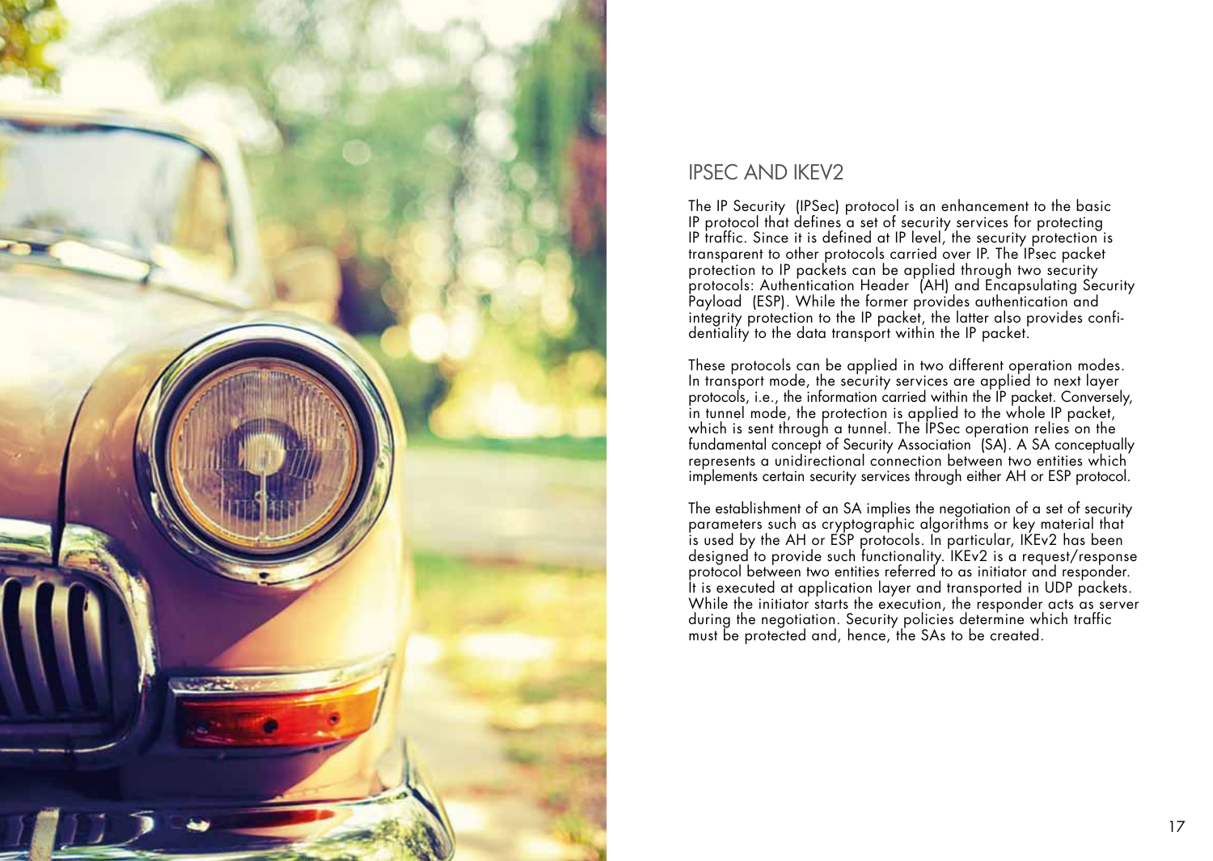## IPSEC AND IKEV2

The IP Security (IPSec) protocol is an enhancement to the basic IP protocol that defines a set of security services for protecting IP traffic. Since it is defined at IP level, the security protection is transparent to other protocols carried over IP. The IPsec packet protection to IP packets can be applied through two security protocols: Authentication Header (AH) and Encapsulating Security Payload (ESP). While the former provides authentication and integrity protection to the IP packet, the latter also provides confidentiality to the data transport within the IP packet.

These protocols can be applied in two different operation modes. In transport mode, the security services are applied to next layer protocols, i.e., the information carried within the IP packet. Conversely, in tunnel mode, the protection is applied to the whole IP packet, which is sent through a tunnel. The IPSec operation relies on the fundamental concept of Security Association (SA). A SA conceptually represents a unidirectional connection between two entities which implements certain security services through either AH or ESP protocol.

The establishment of an SA implies the negotiation of a set of security parameters such as cryptographic algorithms or key material that is used by the AH or ESP protocols. In particular, IKEv2 has been designed to provide such functionality. IKEv2 is a request/response protocol between two entities referred to as initiator and responder. It is executed at application layer and transported in UDP packets. While the initiator starts the execution, the responder acts as server during the negotiation. Security policies determine which traffic must be protected and, hence, the SAs to be created.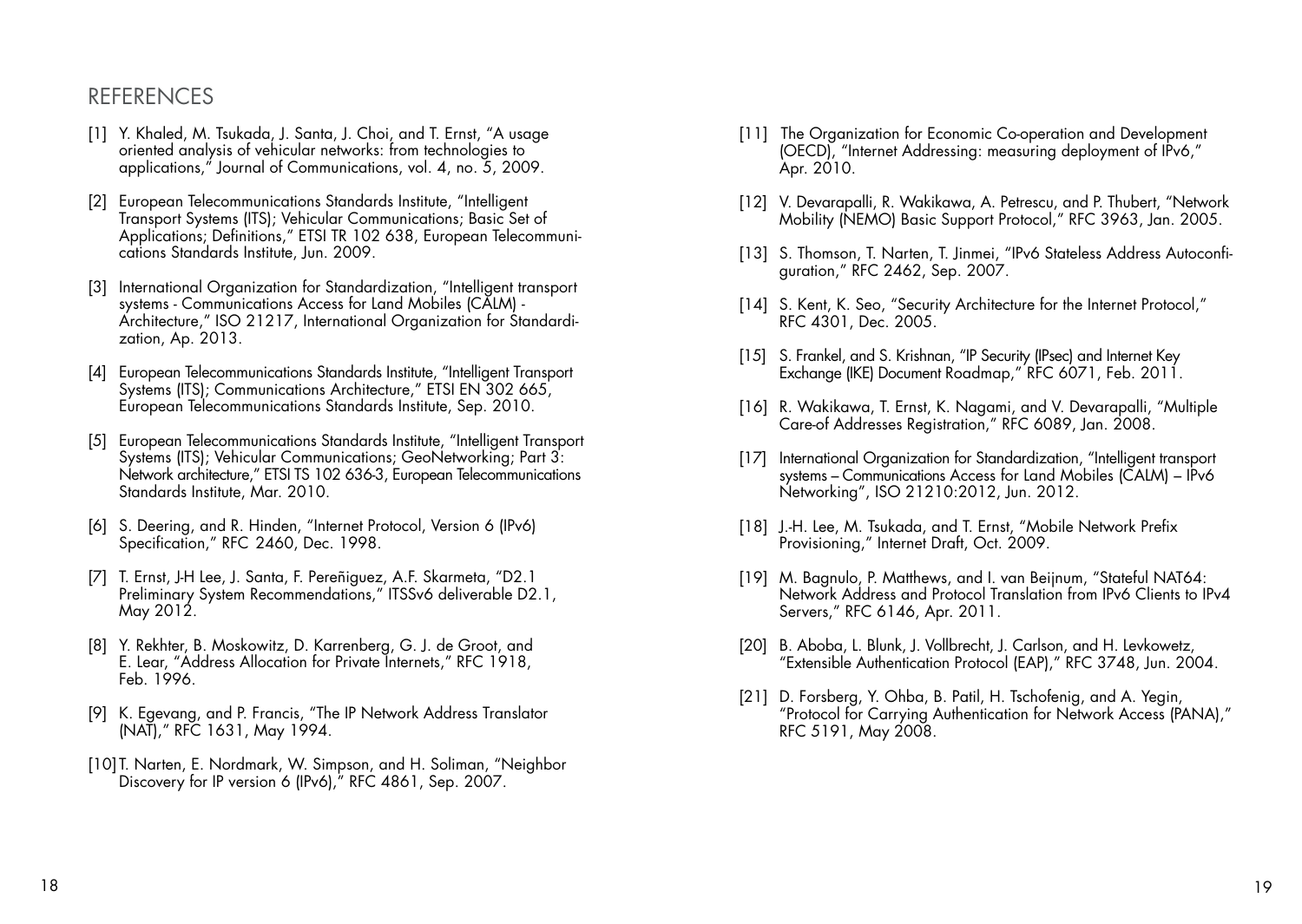# REFERENCES

[1] Y. Khaled, M. Tsukada, J. Santa, J. Choi, and T. Ernst, “A usage oriented analysis of vehicular networks: from technologies to applications,” Journal of Communications, vol. 4, no. 5, 2009.

[2] European Telecommunications Standards Institute, “Intelligent Transport Systems (ITS); Vehicular Communications; Basic Set of Applications; Definitions,” ETSI TR 102 638, European Telecommunications Standards Institute, Jun. 2009.

[3] International Organization for Standardization, “Intelligent transport systems - Communications Access for Land Mobiles (CALM) - Architecture,” ISO 21217, International Organization for Standardization, Ap. 2013.

[4] European Telecommunications Standards Institute, “Intelligent Transport Systems (ITS); Communications Architecture,” ETSI EN 302 665, European Telecommunications Standards Institute, Sep. 2010.

[5] European Telecommunications Standards Institute, “Intelligent Transport Systems (ITS); Vehicular Communications; GeoNetworking; Part 3: Network architecture,” ETSI TS 102 636-3, European Telecommunications Standards Institute, Mar. 2010.

[6] S. Deering, and R. Hinden, “Internet Protocol, Version 6 (IPv6) Specification,” RFC 2460, Dec. 1998.

[7] T. Ernst, J-H Lee, J. Santa, F. Pereñiguez, A.F. Skarmeta, “D2.1 Preliminary System Recommendations,” ITSSv6 deliverable D2.1, May 2012.

[8] Y. Rekhter, B. Moskowitz, D. Karrenberg, G. J. de Groot, and E. Lear, “Address Allocation for Private Internets,” RFC 1918, Feb. 1996.

[9] K. Egevang, and P. Francis, “The IP Network Address Translator (NAT),” RFC 1631, May 1994.

[10] T. Narten, E. Nordmark, W. Simpson, and H. Soliman, “Neighbor Discovery for IP version 6 (IPv6),” RFC 4861, Sep. 2007.

[11] The Organization for Economic Co-operation and Development (OECD), “Internet Addressing: measuring deployment of IPv6,” Apr. 2010.

[12] V. Devarapalli, R. Wakikawa, A. Petrescu, and P. Thubert, “Network Mobility (NEMO) Basic Support Protocol,” RFC 3963, Jan. 2005.

[13] S. Thomson, T. Narten, T. Jinmei, “IPv6 Stateless Address Autoconfiguration,” RFC 2462, Sep. 2007.

[14] S. Kent, K. Seo, “Security Architecture for the Internet Protocol,” RFC 4301, Dec. 2005.

[15] S. Frankel, and S. Krishnan, “IP Security (IPsec) and Internet Key Exchange (IKE) Document Roadmap,” RFC 6071, Feb. 2011.

[16] R. Wakikawa, T. Ernst, K. Nagami, and V. Devarapalli, “Multiple Care-of Addresses Registration,” RFC 6089, Jan. 2008.

[17] International Organization for Standardization, “Intelligent transport systems – Communications Access for Land Mobiles (CALM) – IPv6 Networking”, ISO 21210:2012, Jun. 2012.

[18] J.-H. Lee, M. Tsukada, and T. Ernst, “Mobile Network Prefix Provisioning,” Internet Draft, Oct. 2009.

[19] M. Bagnulo, P. Matthews, and I. van Beijnum, “Stateful NAT64: Network Address and Protocol Translation from IPv6 Clients to IPv4 Servers,” RFC 6146, Apr. 2011.

[20] B. Aboba, L. Blunk, J. Vollbrecht, J. Carlson, and H. Levkowetz, “Extensible Authentication Protocol (EAP),” RFC 3748, Jun. 2004.

[21] D. Forsberg, Y. Ohba, B. Patil, H. Tschofenig, and A. Yegin, “Protocol for Carrying Authentication for Network Access (PANA),” RFC 5191, May 2008.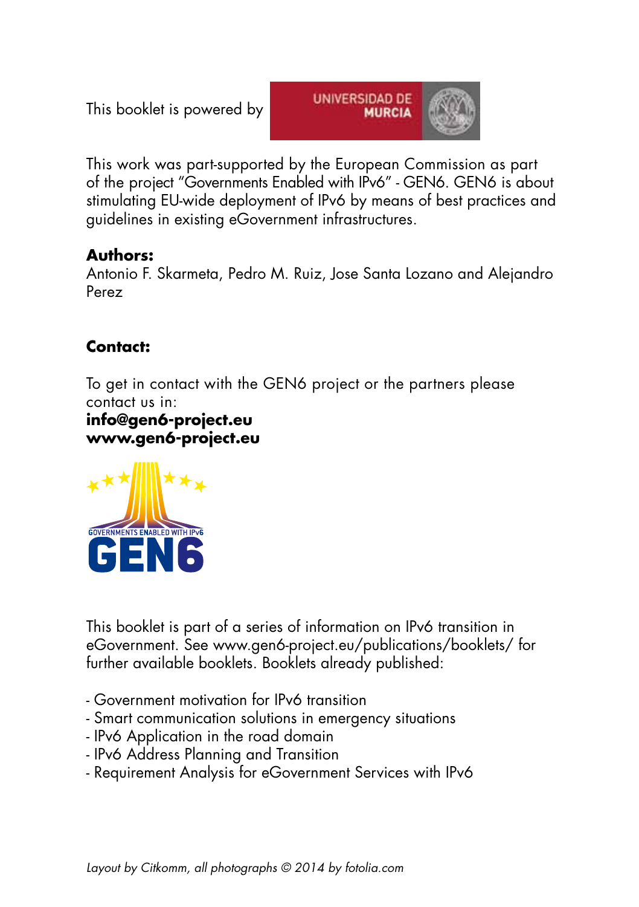This booklet is powered by UNIVERSIDAD DE MURCIA

This work was part-supported by the European Commission as part of the project "Governments Enabled with IPv6" - GEN6. GEN6 is about stimulating EU-wide deployment of IPv6 by means of best practices and guidelines in existing eGovernment infrastructures.

**Authors:**
Antonio F. Skarmeta, Pedro M. Ruiz, Jose Santa Lozano and Alejandro Perez

**Contact:**

To get in contact with the GEN6 project or the partners please contact us in:
**info@gen6-project.eu**
**www.gen6-project.eu**

GOVERNMENTS ENABLED WITH IPv6
GEN6

This booklet is part of a series of information on IPv6 transition in eGovernment. See www.gen6-project.eu/publications/booklets/ for further available booklets. Booklets already published:

- Government motivation for IPv6 transition
- Smart communication solutions in emergency situations
- IPv6 Application in the road domain
- IPv6 Address Planning and Transition
- Requirement Analysis for eGovernment Services with IPv6

*Layout by Citkomm, all photographs © 2014 by fotolia.com*